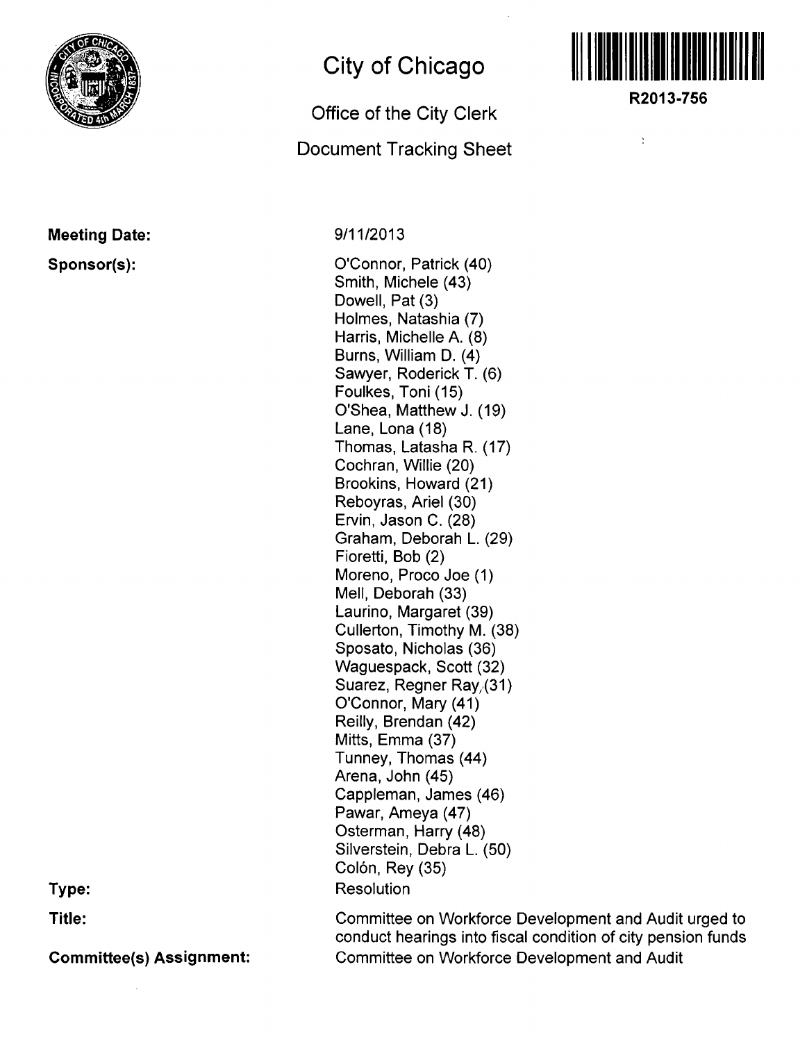# City of Chicago

## Office of the City Clerk

## Document Tracking Sheet

**R2013-756**

**Meeting Date:** 9/11/2013

**Sponsor(s):**

O'Connor, Patrick (40)
Smith, Michele (43)
Dowell, Pat (3)
Holmes, Natashia (7)
Harris, Michelle A. (8)
Burns, William D. (4)
Sawyer, Roderick T. (6)
Foulkes, Toni (15)
O'Shea, Matthew J. (19)
Lane, Lona (18)
Thomas, Latasha R. (17)
Cochran, Willie (20)
Brookins, Howard (21)
Reboyras, Ariel (30)
Ervin, Jason C. (28)
Graham, Deborah L. (29)
Fioretti, Bob (2)
Moreno, Proco Joe (1)
Mell, Deborah (33)
Laurino, Margaret (39)
Cullerton, Timothy M. (38)
Sposato, Nicholas (36)
Waguespack, Scott (32)
Suarez, Regner Ray (31)
O'Connor, Mary (41)
Reilly, Brendan (42)
Mitts, Emma (37)
Tunney, Thomas (44)
Arena, John (45)
Cappleman, James (46)
Pawar, Ameya (47)
Osterman, Harry (48)
Silverstein, Debra L. (50)
Colón, Rey (35)

**Type:** Resolution

**Title:** Committee on Workforce Development and Audit urged to conduct hearings into fiscal condition of city pension funds

**Committee(s) Assignment:** Committee on Workforce Development and Audit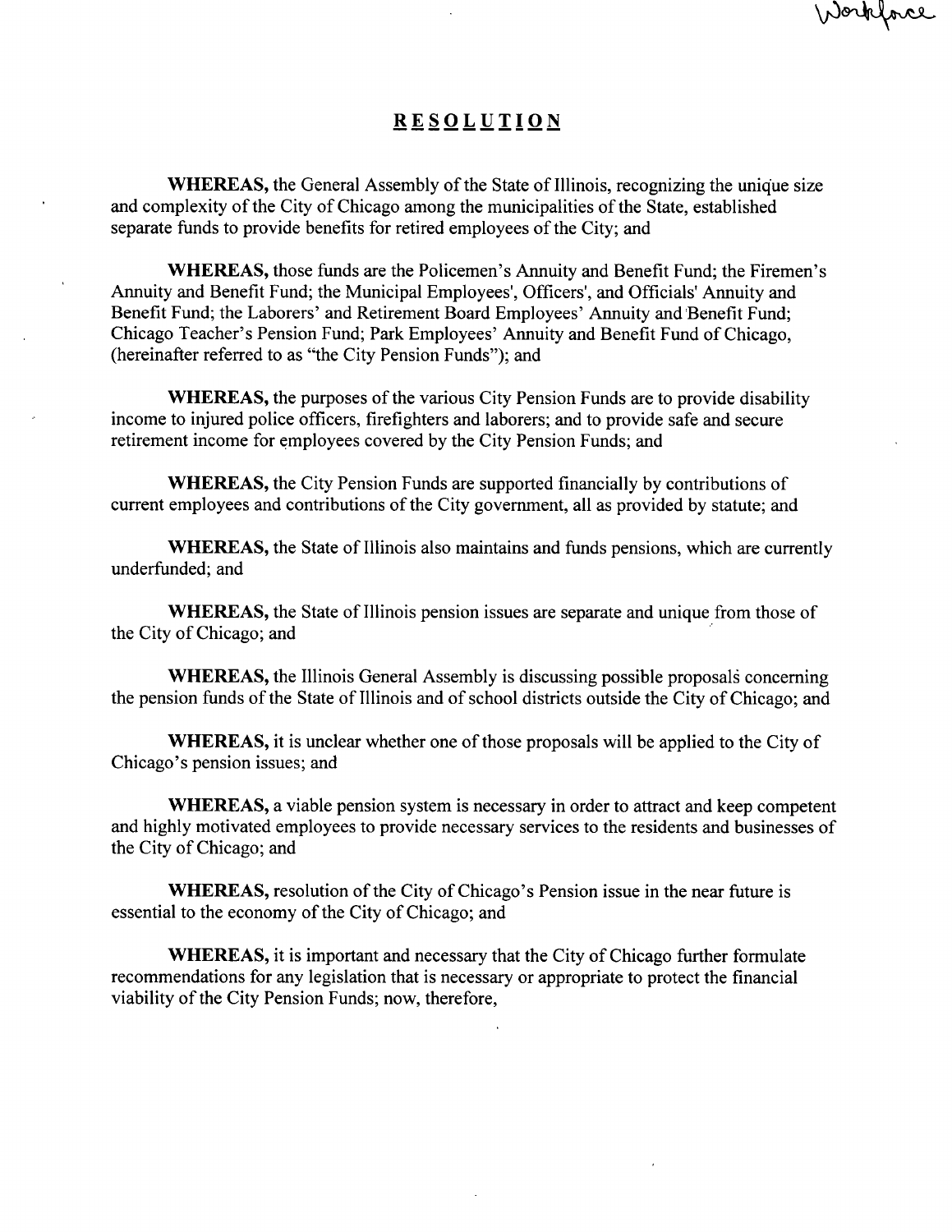Workforce

# RESOLUTION

**WHEREAS,** the General Assembly of the State of Illinois, recognizing the unique size and complexity of the City of Chicago among the municipalities of the State, established separate funds to provide benefits for retired employees of the City; and

**WHEREAS,** those funds are the Policemen's Annuity and Benefit Fund; the Firemen's Annuity and Benefit Fund; the Municipal Employees', Officers', and Officials' Annuity and Benefit Fund; the Laborers' and Retirement Board Employees' Annuity and Benefit Fund; Chicago Teacher's Pension Fund; Park Employees' Annuity and Benefit Fund of Chicago, (hereinafter referred to as "the City Pension Funds"); and

**WHEREAS,** the purposes of the various City Pension Funds are to provide disability income to injured police officers, firefighters and laborers; and to provide safe and secure retirement income for employees covered by the City Pension Funds; and

**WHEREAS,** the City Pension Funds are supported financially by contributions of current employees and contributions of the City government, all as provided by statute; and

**WHEREAS,** the State of Illinois also maintains and funds pensions, which are currently underfunded; and

**WHEREAS,** the State of Illinois pension issues are separate and unique from those of the City of Chicago; and

**WHEREAS,** the Illinois General Assembly is discussing possible proposals concerning the pension funds of the State of Illinois and of school districts outside the City of Chicago; and

**WHEREAS,** it is unclear whether one of those proposals will be applied to the City of Chicago's pension issues; and

**WHEREAS,** a viable pension system is necessary in order to attract and keep competent and highly motivated employees to provide necessary services to the residents and businesses of the City of Chicago; and

**WHEREAS,** resolution of the City of Chicago's Pension issue in the near future is essential to the economy of the City of Chicago; and

**WHEREAS,** it is important and necessary that the City of Chicago further formulate recommendations for any legislation that is necessary or appropriate to protect the financial viability of the City Pension Funds; now, therefore,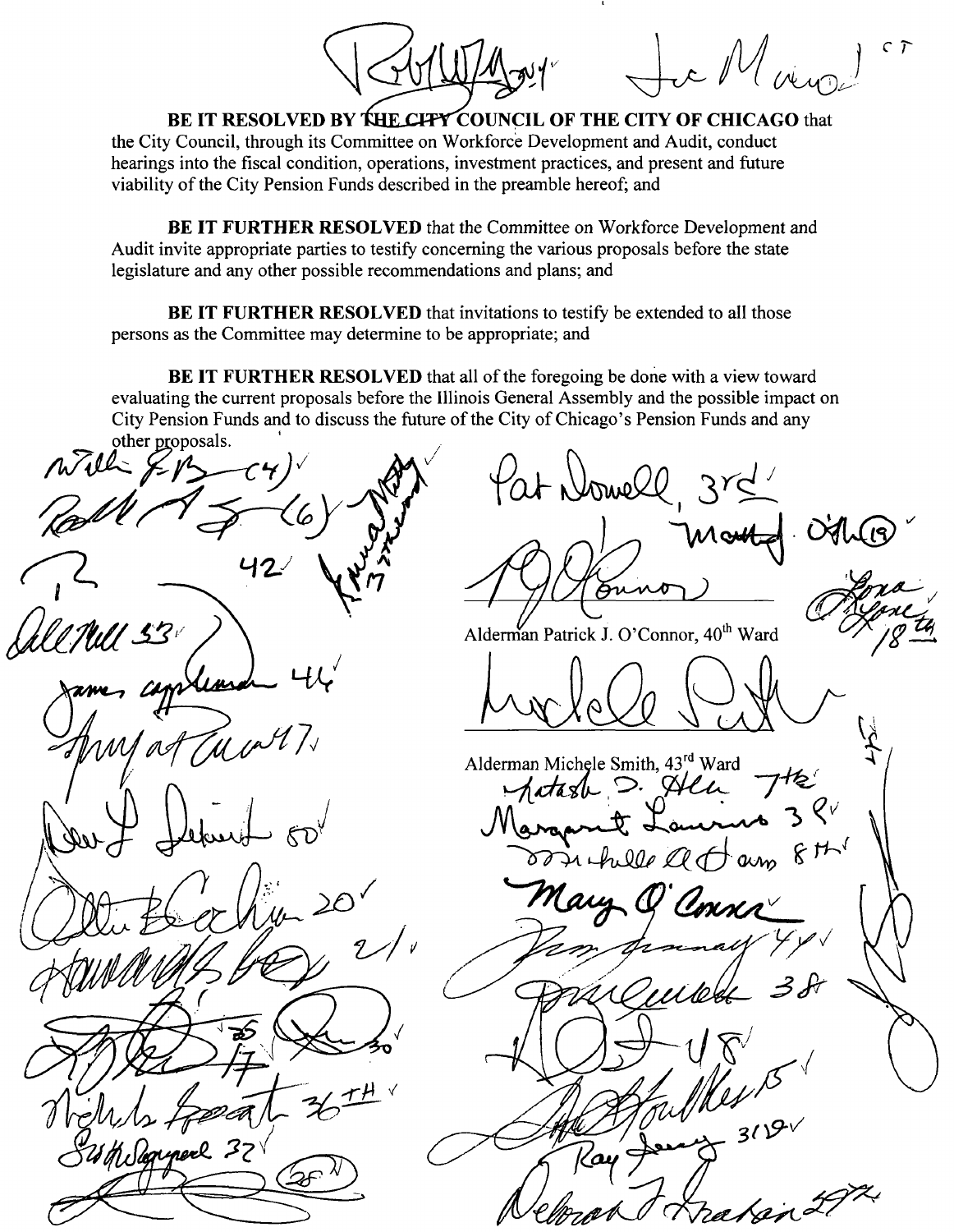**BE IT RESOLVED BY THE CITY COUNCIL OF THE CITY OF CHICAGO** that the City Council, through its Committee on Workforce Development and Audit, conduct hearings into the fiscal condition, operations, investment practices, and present and future viability of the City Pension Funds described in the preamble hereof; and

**BE IT FURTHER RESOLVED** that the Committee on Workforce Development and Audit invite appropriate parties to testify concerning the various proposals before the state legislature and any other possible recommendations and plans; and

**BE IT FURTHER RESOLVED** that invitations to testify be extended to all those persons as the Committee may determine to be appropriate; and

**BE IT FURTHER RESOLVED** that all of the foregoing be done with a view toward evaluating the current proposals before the Illinois General Assembly and the possible impact on City Pension Funds and to discuss the future of the City of Chicago's Pension Funds and any other proposals.

Alderman Patrick J. O'Connor, 40th Ward

Alderman Michele Smith, 43rd Ward